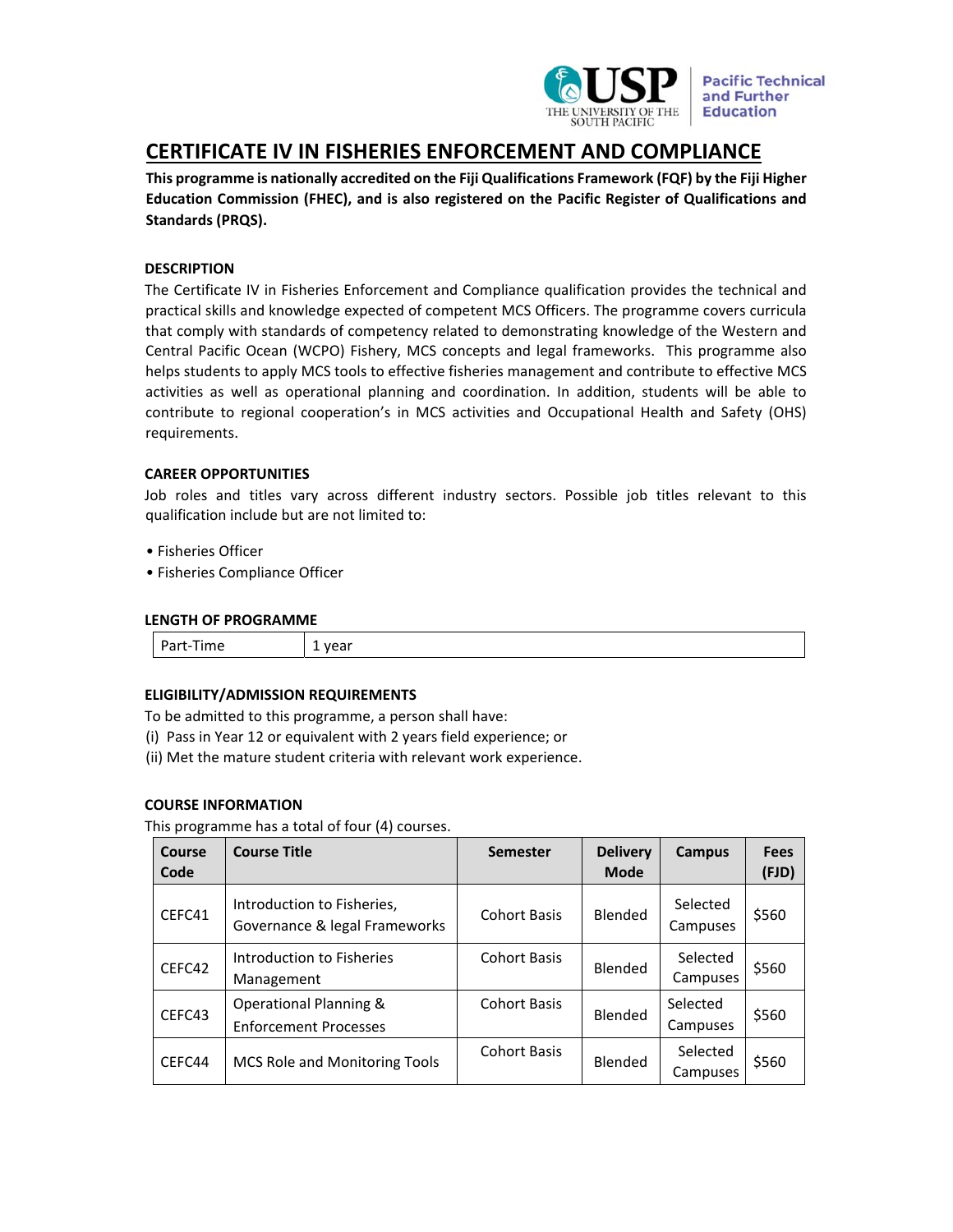# CERTIFICATE IV IN FISHERIES ENFORCEMENT AND COMPLIANCE

**This programme is nationally accredited on the Fiji Qualifications Framework (FQF) by the Fiji Higher Education Commission (FHEC), and is also registered on the Pacific Register of Qualifications and Standards (PRQS).**

### DESCRIPTION

The Certificate IV in Fisheries Enforcement and Compliance qualification provides the technical and practical skills and knowledge expected of competent MCS Officers. The programme covers curricula that comply with standards of competency related to demonstrating knowledge of the Western and Central Pacific Ocean (WCPO) Fishery, MCS concepts and legal frameworks. This programme also helps students to apply MCS tools to effective fisheries management and contribute to effective MCS activities as well as operational planning and coordination. In addition, students will be able to contribute to regional cooperation's in MCS activities and Occupational Health and Safety (OHS) requirements.

### CAREER OPPORTUNITIES

Job roles and titles vary across different industry sectors. Possible job titles relevant to this qualification include but are not limited to:

- Fisheries Officer
- Fisheries Compliance Officer

### LENGTH OF PROGRAMME

| Part-Time | 1 year |
|---|---|

### ELIGIBILITY/ADMISSION REQUIREMENTS

To be admitted to this programme, a person shall have:

(i) Pass in Year 12 or equivalent with 2 years field experience; or

(ii) Met the mature student criteria with relevant work experience.

### COURSE INFORMATION

This programme has a total of four (4) courses.

| Course Code | Course Title | Semester | Delivery Mode | Campus | Fees (FJD) |
|---|---|---|---|---|---|
| CEFC41 | Introduction to Fisheries, Governance & legal Frameworks | Cohort Basis | Blended | Selected Campuses | $560 |
| CEFC42 | Introduction to Fisheries Management | Cohort Basis | Blended | Selected Campuses | $560 |
| CEFC43 | Operational Planning & Enforcement Processes | Cohort Basis | Blended | Selected Campuses | $560 |
| CEFC44 | MCS Role and Monitoring Tools | Cohort Basis | Blended | Selected Campuses | $560 |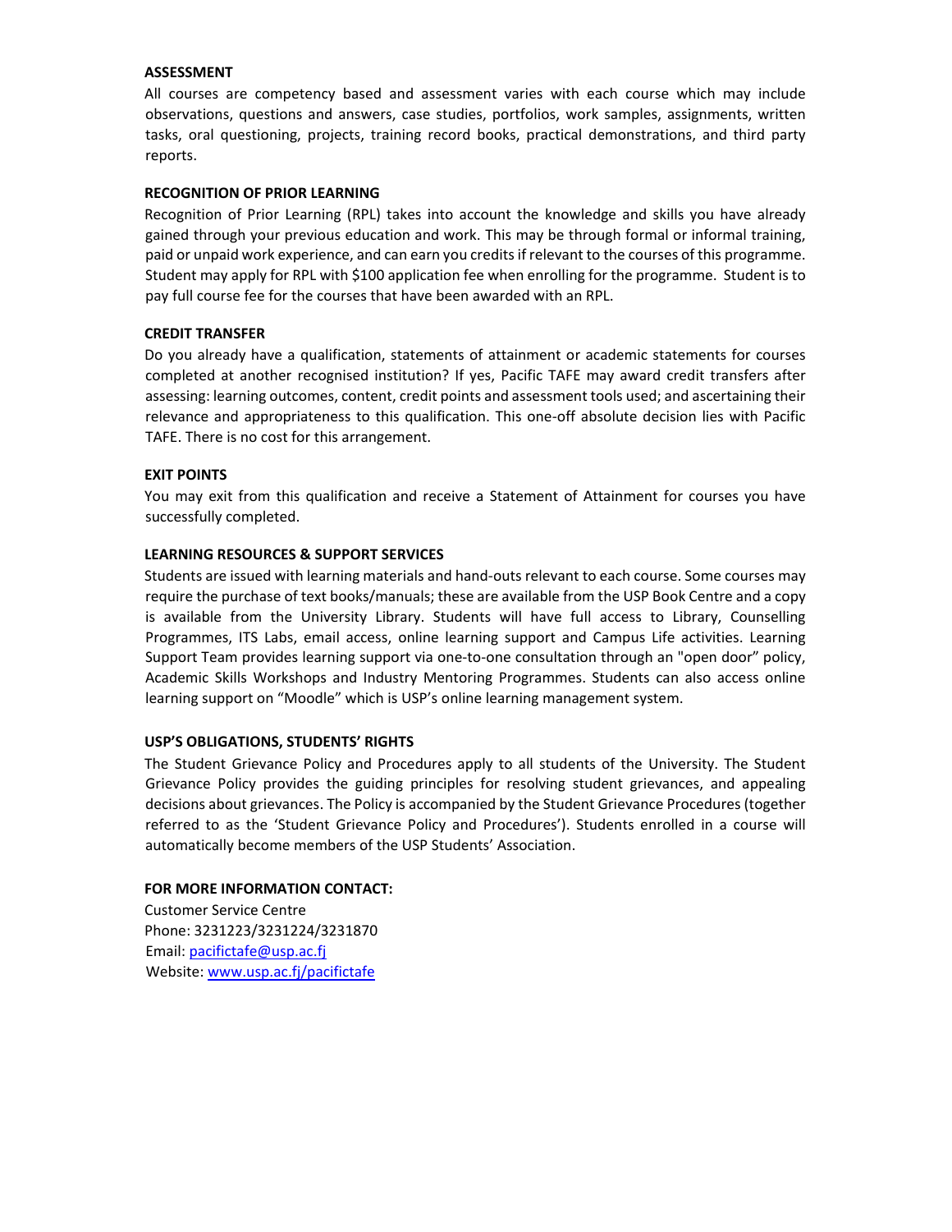## ASSESSMENT

All courses are competency based and assessment varies with each course which may include observations, questions and answers, case studies, portfolios, work samples, assignments, written tasks, oral questioning, projects, training record books, practical demonstrations, and third party reports.

## RECOGNITION OF PRIOR LEARNING

Recognition of Prior Learning (RPL) takes into account the knowledge and skills you have already gained through your previous education and work. This may be through formal or informal training, paid or unpaid work experience, and can earn you credits if relevant to the courses of this programme. Student may apply for RPL with $100 application fee when enrolling for the programme. Student is to pay full course fee for the courses that have been awarded with an RPL.

## CREDIT TRANSFER

Do you already have a qualification, statements of attainment or academic statements for courses completed at another recognised institution? If yes, Pacific TAFE may award credit transfers after assessing: learning outcomes, content, credit points and assessment tools used; and ascertaining their relevance and appropriateness to this qualification. This one-off absolute decision lies with Pacific TAFE. There is no cost for this arrangement.

## EXIT POINTS

You may exit from this qualification and receive a Statement of Attainment for courses you have successfully completed.

## LEARNING RESOURCES & SUPPORT SERVICES

Students are issued with learning materials and hand-outs relevant to each course. Some courses may require the purchase of text books/manuals; these are available from the USP Book Centre and a copy is available from the University Library. Students will have full access to Library, Counselling Programmes, ITS Labs, email access, online learning support and Campus Life activities. Learning Support Team provides learning support via one-to-one consultation through an "open door" policy, Academic Skills Workshops and Industry Mentoring Programmes. Students can also access online learning support on "Moodle" which is USP's online learning management system.

## USP'S OBLIGATIONS, STUDENTS' RIGHTS

The Student Grievance Policy and Procedures apply to all students of the University. The Student Grievance Policy provides the guiding principles for resolving student grievances, and appealing decisions about grievances. The Policy is accompanied by the Student Grievance Procedures (together referred to as the 'Student Grievance Policy and Procedures'). Students enrolled in a course will automatically become members of the USP Students' Association.

## FOR MORE INFORMATION CONTACT:

Customer Service Centre
Phone: 3231223/3231224/3231870
Email: [pacifictafe@usp.ac.fj](mailto:pacifictafe@usp.ac.fj)
Website: [www.usp.ac.fj/pacifictafe](http://www.usp.ac.fj/pacifictafe)